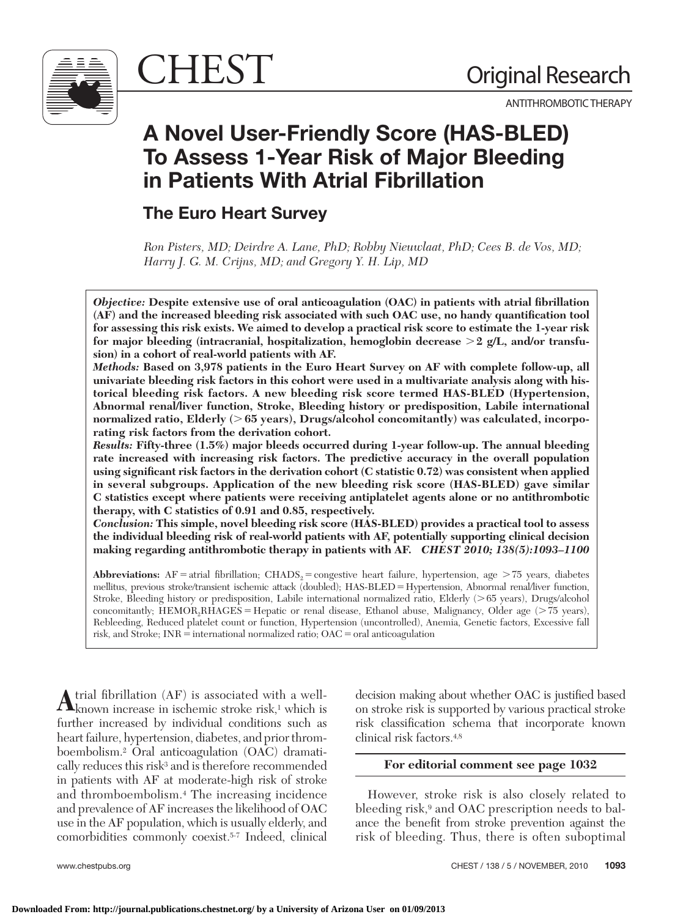Original Research

ANTITHROMBOTIC THERAPY

# A Novel User-Friendly Score (HAS-BLED) To Assess 1-Year Risk of Major Bleeding in Patients With Atrial Fibrillation

## The Euro Heart Survey

*Ron Pisters, MD; Deirdre A. Lane, PhD; Robby Nieuwlaat, PhD; Cees B. de Vos, MD; Harry J. G. M. Crijns, MD; and Gregory Y. H. Lip, MD*

***Objective:*** **Despite extensive use of oral anticoagulation (OAC) in patients with atrial fibrillation (AF) and the increased bleeding risk associated with such OAC use, no handy quantification tool for assessing this risk exists. We aimed to develop a practical risk score to estimate the 1-year risk for major bleeding (intracranial, hospitalization, hemoglobin decrease > 2 g/L, and/or transfusion) in a cohort of real-world patients with AF.**

***Methods:*** **Based on 3,978 patients in the Euro Heart Survey on AF with complete follow-up, all univariate bleeding risk factors in this cohort were used in a multivariate analysis along with historical bleeding risk factors. A new bleeding risk score termed HAS-BLED (Hypertension, Abnormal renal/liver function, Stroke, Bleeding history or predisposition, Labile international normalized ratio, Elderly (> 65 years), Drugs/alcohol concomitantly) was calculated, incorporating risk factors from the derivation cohort.**

***Results:*** **Fifty-three (1.5%) major bleeds occurred during 1-year follow-up. The annual bleeding rate increased with increasing risk factors. The predictive accuracy in the overall population using significant risk factors in the derivation cohort (C statistic 0.72) was consistent when applied in several subgroups. Application of the new bleeding risk score (HAS-BLED) gave similar C statistics except where patients were receiving antiplatelet agents alone or no antithrombotic therapy, with C statistics of 0.91 and 0.85, respectively.**

***Conclusion:*** **This simple, novel bleeding risk score (HAS-BLED) provides a practical tool to assess the individual bleeding risk of real-world patients with AF, potentially supporting clinical decision making regarding antithrombotic therapy in patients with AF.** ***CHEST 2010; 138(5):1093–1100***

**Abbreviations:** AF = atrial fibrillation; $CHADS_2$ = congestive heart failure, hypertension, age > 75 years, diabetes mellitus, previous stroke/transient ischemic attack (doubled); HAS-BLED = Hypertension, Abnormal renal/liver function, Stroke, Bleeding history or predisposition, Labile international normalized ratio, Elderly (> 65 years), Drugs/alcohol concomitantly; $HEMOR_2RHAGES$ = Hepatic or renal disease, Ethanol abuse, Malignancy, Older age (> 75 years), Rebleeding, Reduced platelet count or function, Hypertension (uncontrolled), Anemia, Genetic factors, Excessive fall risk, and Stroke; INR = international normalized ratio; OAC = oral anticoagulation

Atrial fibrillation (AF) is associated with a well-known increase in ischemic stroke risk,[1] which is further increased by individual conditions such as heart failure, hypertension, diabetes, and prior thromboembolism.[2] Oral anticoagulation (OAC) dramatically reduces this risk[3] and is therefore recommended in patients with AF at moderate-high risk of stroke and thromboembolism.[4] The increasing incidence and prevalence of AF increases the likelihood of OAC use in the AF population, which is usually elderly, and comorbidities commonly coexist.[5-7] Indeed, clinical decision making about whether OAC is justified based on stroke risk is supported by various practical stroke risk classification schema that incorporate known clinical risk factors.[4,8]

**For editorial comment see page 1032**

However, stroke risk is also closely related to bleeding risk,[9] and OAC prescription needs to balance the benefit from stroke prevention against the risk of bleeding. Thus, there is often suboptimal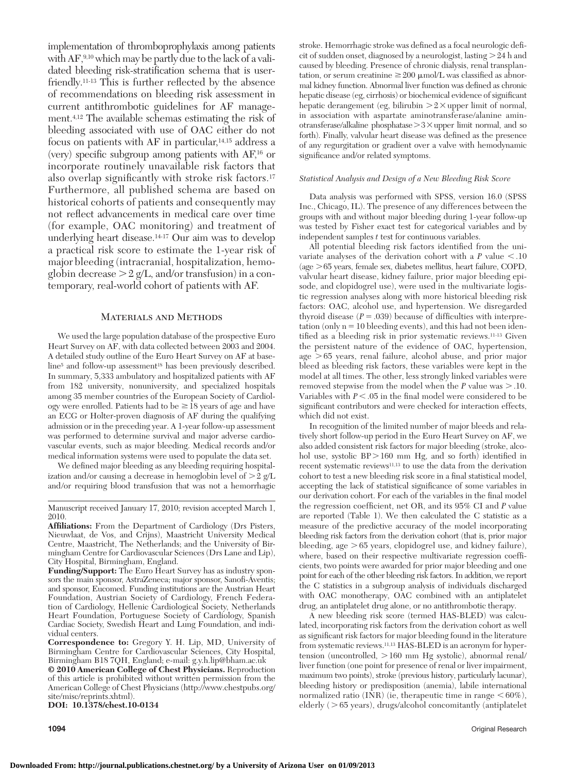implementation of thromboprophylaxis among patients with AF,[9,10] which may be partly due to the lack of a validated bleeding risk-stratification schema that is user-friendly.[11-13] This is further reflected by the absence of recommendations on bleeding risk assessment in current antithrombotic guidelines for AF management.[4,12] The available schemas estimating the risk of bleeding associated with use of OAC either do not focus on patients with AF in particular,[14,15] address a (very) specific subgroup among patients with AF,[16] or incorporate routinely unavailable risk factors that also overlap significantly with stroke risk factors.[17] Furthermore, all published schema are based on historical cohorts of patients and consequently may not reflect advancements in medical care over time (for example, OAC monitoring) and treatment of underlying heart disease.[14-17] Our aim was to develop a practical risk score to estimate the 1-year risk of major bleeding (intracranial, hospitalization, hemoglobin decrease > 2 g/L, and/or transfusion) in a contemporary, real-world cohort of patients with AF.

## Materials and Methods

We used the large population database of the prospective Euro Heart Survey on AF, with data collected between 2003 and 2004. A detailed study outline of the Euro Heart Survey on AF at baseline[5] and follow-up assessment[18] has been previously described. In summary, 5,333 ambulatory and hospitalized patients with AF from 182 university, nonuniversity, and specialized hospitals among 35 member countries of the European Society of Cardiology were enrolled. Patients had to be ≥ 18 years of age and have an ECG or Holter-proven diagnosis of AF during the qualifying admission or in the preceding year. A 1-year follow-up assessment was performed to determine survival and major adverse cardiovascular events, such as major bleeding. Medical records and/or medical information systems were used to populate the data set.

We defined major bleeding as any bleeding requiring hospitalization and/or causing a decrease in hemoglobin level of > 2 g/L and/or requiring blood transfusion that was not a hemorrhagic stroke. Hemorrhagic stroke was defined as a focal neurologic deficit of sudden onset, diagnosed by a neurologist, lasting > 24 h and caused by bleeding. Presence of chronic dialysis, renal transplantation, or serum creatinine ≥ 200 μmol/L was classified as abnormal kidney function. Abnormal liver function was defined as chronic hepatic disease (eg, cirrhosis) or biochemical evidence of significant hepatic derangement (eg, bilirubin > 2 × upper limit of normal, in association with aspartate aminotransferase/alanine aminotransferase/alkaline phosphatase > 3 × upper limit normal, and so forth). Finally, valvular heart disease was defined as the presence of any regurgitation or gradient over a valve with hemodynamic significance and/or related symptoms.

### *Statistical Analysis and Design of a New Bleeding Risk Score*

Data analysis was performed with SPSS, version 16.0 (SPSS Inc., Chicago, IL). The presence of any differences between the groups with and without major bleeding during 1-year follow-up was tested by Fisher exact test for categorical variables and by independent samples *t* test for continuous variables.

All potential bleeding risk factors identified from the univariate analyses of the derivation cohort with a $P$ value < .10 (age > 65 years, female sex, diabetes mellitus, heart failure, COPD, valvular heart disease, kidney failure, prior major bleeding episode, and clopidogrel use), were used in the multivariate logistic regression analyses along with more historical bleeding risk factors: OAC, alcohol use, and hypertension. We disregarded thyroid disease ($P$ = .039) because of difficulties with interpretation (only n = 10 bleeding events), and this had not been identified as a bleeding risk in prior systematic reviews.[11-13] Given the persistent nature of the evidence of OAC, hypertension, age > 65 years, renal failure, alcohol abuse, and prior major bleed as bleeding risk factors, these variables were kept in the model at all times. The other, less strongly linked variables were removed stepwise from the model when the $P$ value was > .10. Variables with $P$ < .05 in the final model were considered to be significant contributors and were checked for interaction effects, which did not exist.

In recognition of the limited number of major bleeds and relatively short follow-up period in the Euro Heart Survey on AF, we also added consistent risk factors for major bleeding (stroke, alcohol use, systolic BP > 160 mm Hg, and so forth) identified in recent systematic reviews[11,13] to use the data from the derivation cohort to test a new bleeding risk score in a final statistical model, accepting the lack of statistical significance of some variables in our derivation cohort. For each of the variables in the final model the regression coefficient, net OR, and its 95% CI and $P$ value are reported (Table 1). We then calculated the C statistic as a measure of the predictive accuracy of the model incorporating bleeding risk factors from the derivation cohort (that is, prior major bleeding, age > 65 years, clopidogrel use, and kidney failure), where, based on their respective multivariate regression coefficients, two points were awarded for prior major bleeding and one point for each of the other bleeding risk factors. In addition, we report the C statistics in a subgroup analysis of individuals discharged with OAC monotherapy, OAC combined with an antiplatelet drug, an antiplatelet drug alone, or no antithrombotic therapy.

A new bleeding risk score (termed HAS-BLED) was calculated, incorporating risk factors from the derivation cohort as well as significant risk factors for major bleeding found in the literature from systematic reviews.[11,13] HAS-BLED is an acronym for hypertension (uncontrolled, > 160 mm Hg systolic), abnormal renal/liver function (one point for presence of renal or liver impairment, maximum two points), stroke (previous history, particularly lacunar), bleeding history or predisposition (anemia), labile international normalized ratio (INR) (ie, therapeutic time in range < 60%), elderly (> 65 years), drugs/alcohol concomitantly (antiplatelet

Manuscript received January 17, 2010; revision accepted March 1, 2010.

**Affiliations:** From the Department of Cardiology (Drs Pisters, Nieuwlaat, de Vos, and Crijns), Maastricht University Medical Centre, Maastricht, The Netherlands; and the University of Birmingham Centre for Cardiovascular Sciences (Drs Lane and Lip), City Hospital, Birmingham, England.

**Funding/Support:** The Euro Heart Survey has as industry sponsors the main sponsor, AstraZeneca; major sponsor, Sanofi-Aventis; and sponsor, Eucomed. Funding institutions are the Austrian Heart Foundation, Austrian Society of Cardiology, French Federation of Cardiology, Hellenic Cardiological Society, Netherlands Heart Foundation, Portuguese Society of Cardiology, Spanish Cardiac Society, Swedish Heart and Lung Foundation, and individual centers.

**Correspondence to:** Gregory Y. H. Lip, MD, University of Birmingham Centre for Cardiovascular Sciences, City Hospital, Birmingham B18 7QH, England; e-mail: g.y.h.lip@bham.ac.uk

**© 2010 American College of Chest Physicians.** Reproduction of this article is prohibited without written permission from the American College of Chest Physicians (http://www.chestpubs.org/site/misc/reprints.xhtml).

**DOI: 10.1378/chest.10-0134**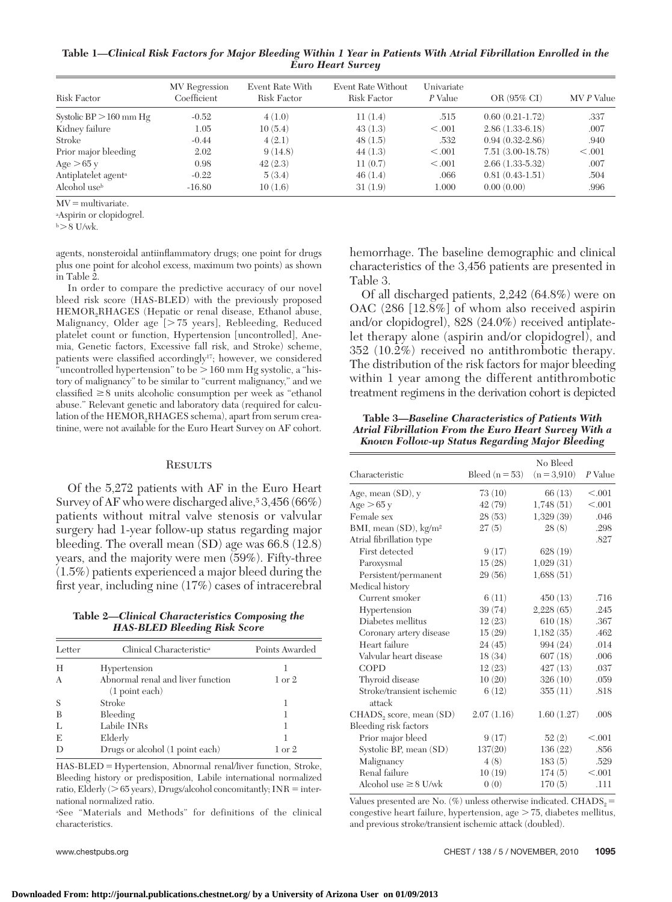**Table 1—*Clinical Risk Factors for Major Bleeding Within 1 Year in Patients With Atrial Fibrillation Enrolled in the Euro Heart Survey***

| Risk Factor | MV Regression Coefficient | Event Rate With Risk Factor | Event Rate Without Risk Factor | Univariate *P* Value | OR (95% CI) | MV *P* Value |
|---|---|---|---|---|---|---|
| Systolic BP > 160 mm Hg | -0.52 | 4 (1.0) | 11 (1.4) | .515 | 0.60 (0.21-1.72) | .337 |
| Kidney failure | 1.05 | 10 (5.4) | 43 (1.3) | < .001 | 2.86 (1.33-6.18) | .007 |
| Stroke | -0.44 | 4 (2.1) | 48 (1.5) | .532 | 0.94 (0.32-2.86) | .940 |
| Prior major bleeding | 2.02 | 9 (14.8) | 44 (1.3) | < .001 | 7.51 (3.00-18.78) | < .001 |
| Age > 65 y | 0.98 | 42 (2.3) | 11 (0.7) | < .001 | 2.66 (1.33-5.32) | .007 |
| Antiplatelet agent[a] | -0.22 | 5 (3.4) | 46 (1.4) | .066 | 0.81 (0.43-1.51) | .504 |
| Alcohol use[b] | -16.80 | 10 (1.6) | 31 (1.9) | 1.000 | 0.00 (0.00) | .996 |

MV = multivariate.
[a]Aspirin or clopidogrel.
[b]> 8 U/wk.

agents, nonsteroidal antiinflammatory drugs; one point for drugs plus one point for alcohol excess, maximum two points) as shown in Table 2.

In order to compare the predictive accuracy of our novel bleed risk score (HAS-BLED) with the previously proposed HEMOR$_2$RHAGES (Hepatic or renal disease, Ethanol abuse, Malignancy, Older age [> 75 years], Rebleeding, Reduced platelet count or function, Hypertension [uncontrolled], Anemia, Genetic factors, Excessive fall risk, and Stroke) scheme, patients were classified accordingly[17]; however, we considered "uncontrolled hypertension" to be > 160 mm Hg systolic, a "history of malignancy" to be similar to "current malignancy," and we classified ≥ 8 units alcoholic consumption per week as "ethanol abuse." Relevant genetic and laboratory data (required for calculation of the HEMOR$_2$RHAGES schema), apart from serum creatinine, were not available for the Euro Heart Survey on AF cohort.

## Results

Of the 5,272 patients with AF in the Euro Heart Survey of AF who were discharged alive,[5] 3,456 (66%) patients without mitral valve stenosis or valvular surgery had 1-year follow-up status regarding major bleeding. The overall mean (SD) age was 66.8 (12.8) years, and the majority were men (59%). Fifty-three (1.5%) patients experienced a major bleed during the first year, including nine (17%) cases of intracerebral hemorrhage. The baseline demographic and clinical characteristics of the 3,456 patients are presented in Table 3.

Of all discharged patients, 2,242 (64.8%) were on OAC (286 [12.8%] of whom also received aspirin and/or clopidogrel), 828 (24.0%) received antiplatelet therapy alone (aspirin and/or clopidogrel), and 352 (10.2%) received no antithrombotic therapy. The distribution of the risk factors for major bleeding within 1 year among the different antithrombotic treatment regimens in the derivation cohort is depicted

**Table 2—*Clinical Characteristics Composing the HAS-BLED Bleeding Risk Score***

| Letter | Clinical Characteristic[a] | Points Awarded |
|---|---|---|
| H | Hypertension | 1 |
| A | Abnormal renal and liver function (1 point each) | 1 or 2 |
| S | Stroke | 1 |
| B | Bleeding | 1 |
| L | Labile INRs | 1 |
| E | Elderly | 1 |
| D | Drugs or alcohol (1 point each) | 1 or 2 |

HAS-BLED = Hypertension, Abnormal renal/liver function, Stroke, Bleeding history or predisposition, Labile international normalized ratio, Elderly (> 65 years), Drugs/alcohol concomitantly; INR = international normalized ratio.
[a]See "Materials and Methods" for definitions of the clinical characteristics.

**Table 3—*Baseline Characteristics of Patients With Atrial Fibrillation From the Euro Heart Survey With a Known Follow-up Status Regarding Major Bleeding***

| Characteristic | Bleed (n = 53) | No Bleed (n = 3,910) | *P* Value |
|---|---|---|---|
| Age, mean (SD), y | 73 (10) | 66 (13) | < .001 |
| Age > 65 y | 42 (79) | 1,748 (51) | < .001 |
| Female sex | 28 (53) | 1,329 (39) | .046 |
| BMI, mean (SD), kg/m$^2$ | 27 (5) | 28 (8) | .298 |
| Atrial fibrillation type | | | .827 |
| First detected | 9 (17) | 628 (19) | |
| Paroxysmal | 15 (28) | 1,029 (31) | |
| Persistent/permanent | 29 (56) | 1,688 (51) | |
| Medical history | | | |
| Current smoker | 6 (11) | 450 (13) | .716 |
| Hypertension | 39 (74) | 2,228 (65) | .245 |
| Diabetes mellitus | 12 (23) | 610 (18) | .367 |
| Coronary artery disease | 15 (29) | 1,182 (35) | .462 |
| Heart failure | 24 (45) | 994 (24) | .014 |
| Valvular heart disease | 18 (34) | 607 (18) | .006 |
| COPD | 12 (23) | 427 (13) | .037 |
| Thyroid disease | 10 (20) | 326 (10) | .059 |
| Stroke/transient ischemic attack | 6 (12) | 355 (11) | .818 |
| CHADS$_2$ score, mean (SD) | 2.07 (1.16) | 1.60 (1.27) | .008 |
| Bleeding risk factors | | | |
| Prior major bleed | 9 (17) | 52 (2) | < .001 |
| Systolic BP, mean (SD) | 137(20) | 136 (22) | .856 |
| Malignancy | 4 (8) | 183 (5) | .529 |
| Renal failure | 10 (19) | 174 (5) | < .001 |
| Alcohol use ≥ 8 U/wk | 0 (0) | 170 (5) | .111 |

Values presented are No. (%) unless otherwise indicated. CHADS$_2$ = congestive heart failure, hypertension, age > 75, diabetes mellitus, and previous stroke/transient ischemic attack (doubled).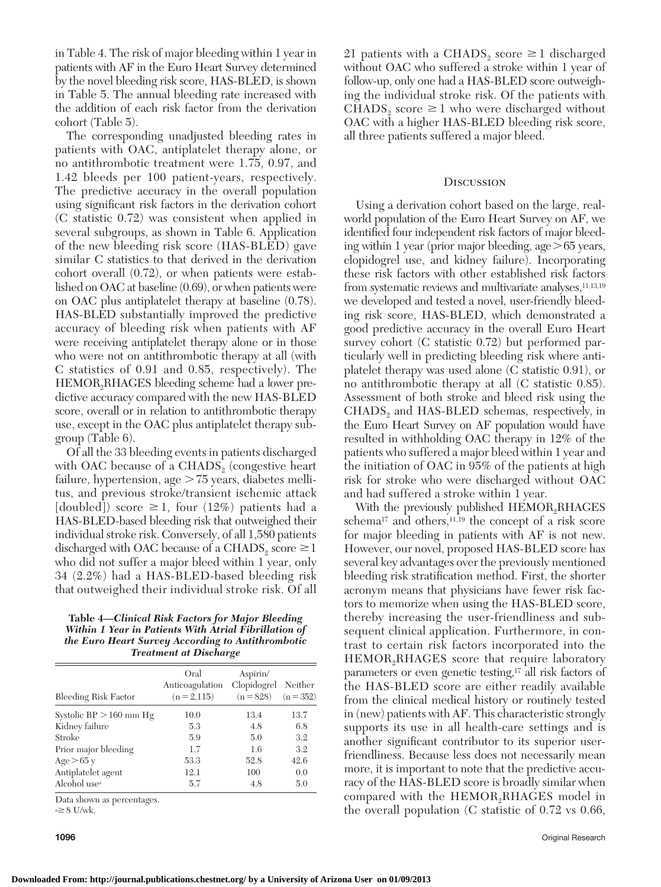in Table 4. The risk of major bleeding within 1 year in patients with AF in the Euro Heart Survey determined by the novel bleeding risk score, HAS-BLED, is shown in Table 5. The annual bleeding rate increased with the addition of each risk factor from the derivation cohort (Table 5).

The corresponding unadjusted bleeding rates in patients with OAC, antiplatelet therapy alone, or no antithrombotic treatment were 1.75, 0.97, and 1.42 bleeds per 100 patient-years, respectively. The predictive accuracy in the overall population using significant risk factors in the derivation cohort (C statistic 0.72) was consistent when applied in several subgroups, as shown in Table 6. Application of the new bleeding risk score (HAS-BLED) gave similar C statistics to that derived in the derivation cohort overall (0.72), or when patients were established on OAC at baseline (0.69), or when patients were on OAC plus antiplatelet therapy at baseline (0.78). HAS-BLED substantially improved the predictive accuracy of bleeding risk when patients with AF were receiving antiplatelet therapy alone or in those who were not on antithrombotic therapy at all (with C statistics of 0.91 and 0.85, respectively). The $HEMOR_2RHAGES$ bleeding scheme had a lower predictive accuracy compared with the new HAS-BLED score, overall or in relation to antithrombotic therapy use, except in the OAC plus antiplatelet therapy subgroup (Table 6).

Of all the 33 bleeding events in patients discharged with OAC because of a $CHADS_2$ (congestive heart failure, hypertension, age >75 years, diabetes mellitus, and previous stroke/transient ischemic attack [doubled]) score ≥1, four (12%) patients had a HAS-BLED-based bleeding risk that outweighed their individual stroke risk. Conversely, of all 1,580 patients discharged with OAC because of a $CHADS_2$ score ≥1 who did not suffer a major bleed within 1 year, only 34 (2.2%) had a HAS-BLED-based bleeding risk that outweighed their individual stroke risk. Of all 21 patients with a $CHADS_2$ score ≥1 discharged without OAC who suffered a stroke within 1 year of follow-up, only one had a HAS-BLED score outweighing the individual stroke risk. Of the patients with $CHADS_2$ score ≥1 who were discharged without OAC with a higher HAS-BLED bleeding risk score, all three patients suffered a major bleed.

**Table 4—*Clinical Risk Factors for Major Bleeding Within 1 Year in Patients With Atrial Fibrillation of the Euro Heart Survey According to Antithrombotic Treatment at Discharge***

| Bleeding Risk Factor | Oral Anticoagulation (n = 2,115) | Aspirin/ Clopidogrel (n = 828) | Neither (n = 352) |
|---|---|---|---|
| Systolic BP >160 mm Hg | 10.0 | 13.4 | 13.7 |
| Kidney failure | 5.3 | 4.8 | 6.8 |
| Stroke | 5.9 | 5.0 | 3.2 |
| Prior major bleeding | 1.7 | 1.6 | 3.2 |
| Age >65 y | 53.3 | 52.8 | 42.6 |
| Antiplatelet agent | 12.1 | 100 | 0.0 |
| Alcohol use[a] | 5.7 | 4.8 | 5.0 |

Data shown as percentages.
[a]≥8 U/wk.

## Discussion

Using a derivation cohort based on the large, real-world population of the Euro Heart Survey on AF, we identified four independent risk factors of major bleeding within 1 year (prior major bleeding, age >65 years, clopidogrel use, and kidney failure). Incorporating these risk factors with other established risk factors from systematic reviews and multivariate analyses,[11,13,19] we developed and tested a novel, user-friendly bleeding risk score, HAS-BLED, which demonstrated a good predictive accuracy in the overall Euro Heart survey cohort (C statistic 0.72) but performed particularly well in predicting bleeding risk where antiplatelet therapy was used alone (C statistic 0.91), or no antithrombotic therapy at all (C statistic 0.85). Assessment of both stroke and bleed risk using the $CHADS_2$ and HAS-BLED schemas, respectively, in the Euro Heart Survey on AF population would have resulted in withholding OAC therapy in 12% of the patients who suffered a major bleed within 1 year and the initiation of OAC in 95% of the patients at high risk for stroke who were discharged without OAC and had suffered a stroke within 1 year.

With the previously published $HEMOR_2RHAGES$ schema[17] and others,[11,19] the concept of a risk score for major bleeding in patients with AF is not new. However, our novel, proposed HAS-BLED score has several key advantages over the previously mentioned bleeding risk stratification method. First, the shorter acronym means that physicians have fewer risk factors to memorize when using the HAS-BLED score, thereby increasing the user-friendliness and subsequent clinical application. Furthermore, in contrast to certain risk factors incorporated into the $HEMOR_2RHAGES$ score that require laboratory parameters or even genetic testing,[17] all risk factors of the HAS-BLED score are either readily available from the clinical medical history or routinely tested in (new) patients with AF. This characteristic strongly supports its use in all health-care settings and is another significant contributor to its superior user-friendliness. Because less does not necessarily mean more, it is important to note that the predictive accuracy of the HAS-BLED score is broadly similar when compared with the $HEMOR_2RHAGES$ model in the overall population (C statistic of 0.72 vs 0.66,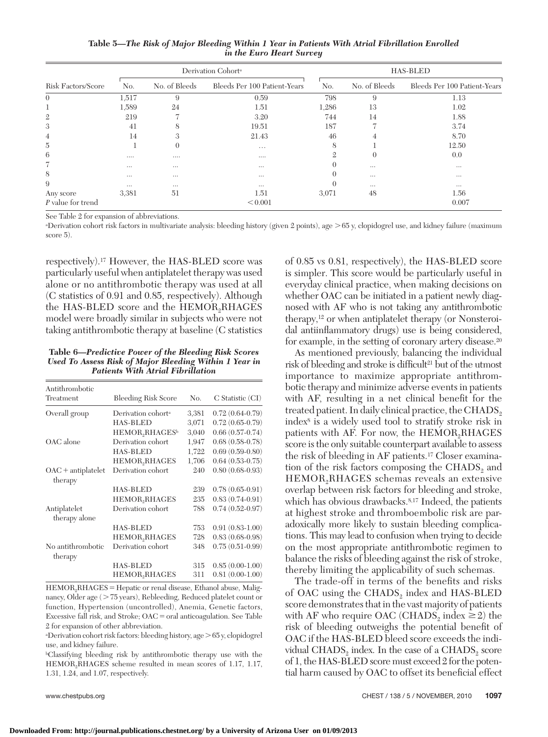**Table 5—*The Risk of Major Bleeding Within 1 Year in Patients With Atrial Fibrillation Enrolled in the Euro Heart Survey***

| Risk Factors/Score | Derivation Cohort[a] | | | HAS-BLED | | |
|---|---|---|---|---|---|---|
| | No. | No. of Bleeds | Bleeds Per 100 Patient-Years | No. | No. of Bleeds | Bleeds Per 100 Patient-Years |
| 0 | 1,517 | 9 | 0.59 | 798 | 9 | 1.13 |
| 1 | 1,589 | 24 | 1.51 | 1,286 | 13 | 1.02 |
| 2 | 219 | 7 | 3.20 | 744 | 14 | 1.88 |
| 3 | 41 | 8 | 19.51 | 187 | 7 | 3.74 |
| 4 | 14 | 3 | 21.43 | 46 | 4 | 8.70 |
| 5 | 1 | 0 | … | 8 | 1 | 12.50 |
| 6 | …. | …. | …. | 2 | 0 | 0.0 |
| 7 | … | … | … | 0 | … | … |
| 8 | … | … | … | 0 | … | … |
| 9 | … | … | … | 0 | … | … |
| Any score | 3,381 | 51 | 1.51 | 3,071 | 48 | 1.56 |
| *P* value for trend | | | < 0.001 | | | 0.007 |

See Table 2 for expansion of abbreviations.

[a]Derivation cohort risk factors in multivariate analysis: bleeding history (given 2 points), age > 65 y, clopidogrel use, and kidney failure (maximum score 5).

respectively).[17] However, the HAS-BLED score was particularly useful when antiplatelet therapy was used alone or no antithrombotic therapy was used at all (C statistics of 0.91 and 0.85, respectively). Although the HAS-BLED score and the $HEMOR_2RHAGES$ model were broadly similar in subjects who were not taking antithrombotic therapy at baseline (C statistics of 0.85 vs 0.81, respectively), the HAS-BLED score is simpler. This score would be particularly useful in everyday clinical practice, when making decisions on whether OAC can be initiated in a patient newly diagnosed with AF who is not taking any antithrombotic therapy,[12] or when antiplatelet therapy (or Nonsteroidal antiinflammatory drugs) use is being considered, for example, in the setting of coronary artery disease.[20]

**Table 6—*Predictive Power of the Bleeding Risk Scores Used To Assess Risk of Major Bleeding Within 1 Year in Patients With Atrial Fibrillation***

| Antithrombotic Treatment | Bleeding Risk Score | No. | C Statistic (CI) |
|---|---|---|---|
| Overall group | Derivation cohort[a] | 3,381 | 0.72 (0.64-0.79) |
| | HAS-BLED | 3,071 | 0.72 (0.65-0.79) |
| | $HEMOR_2RHAGES$[b] | 3,040 | 0.66 (0.57-0.74) |
| OAC alone | Derivation cohort | 1,947 | 0.68 (0.58-0.78) |
| | HAS-BLED | 1,722 | 0.69 (0.59-0.80) |
| | $HEMOR_2RHAGES$ | 1,706 | 0.64 (0.53-0.75) |
| OAC + antiplatelet therapy | Derivation cohort | 240 | 0.80 (0.68-0.93) |
| | HAS-BLED | 239 | 0.78 (0.65-0.91) |
| | $HEMOR_2RHAGES$ | 235 | 0.83 (0.74-0.91) |
| Antiplatelet therapy alone | Derivation cohort | 788 | 0.74 (0.52-0.97) |
| | HAS-BLED | 753 | 0.91 (0.83-1.00) |
| | $HEMOR_2RHAGES$ | 728 | 0.83 (0.68-0.98) |
| No antithrombotic therapy | Derivation cohort | 348 | 0.75 (0.51-0.99) |
| | HAS-BLED | 315 | 0.85 (0.00-1.00) |
| | $HEMOR_2RHAGES$ | 311 | 0.81 (0.00-1.00) |

$HEMOR_2RHAGES$ = Hepatic or renal disease, Ethanol abuse, Malignancy, Older age (> 75 years), Rebleeding, Reduced platelet count or function, Hypertension (uncontrolled), Anemia, Genetic factors, Excessive fall risk, and Stroke; OAC = oral anticoagulation. See Table 2 for expansion of other abbreviation.

[a]Derivation cohort risk factors: bleeding history, age > 65 y, clopidogrel use, and kidney failure.

[b]Classifying bleeding risk by antithrombotic therapy use with the $HEMOR_2RHAGES$ scheme resulted in mean scores of 1.17, 1.17, 1.31, 1.24, and 1.07, respectively.

As mentioned previously, balancing the individual risk of bleeding and stroke is difficult[21] but of the utmost importance to maximize appropriate antithrombotic therapy and minimize adverse events in patients with AF, resulting in a net clinical benefit for the treated patient. In daily clinical practice, the $CHADS_2$ index[8] is a widely used tool to stratify stroke risk in patients with AF. For now, the $HEMOR_2RHAGES$ score is the only suitable counterpart available to assess the risk of bleeding in AF patients.[17] Closer examination of the risk factors composing the $CHADS_2$ and $HEMOR_2RHAGES$ schemas reveals an extensive overlap between risk factors for bleeding and stroke, which has obvious drawbacks.[8,17] Indeed, the patients at highest stroke and thromboembolic risk are paradoxically more likely to sustain bleeding complications. This may lead to confusion when trying to decide on the most appropriate antithrombotic regimen to balance the risks of bleeding against the risk of stroke, thereby limiting the applicability of such schemas.

The trade-off in terms of the benefits and risks of OAC using the $CHADS_2$ index and HAS-BLED score demonstrates that in the vast majority of patients with AF who require OAC ($CHADS_2$ index $\geq 2$) the risk of bleeding outweighs the potential benefit of OAC if the HAS-BLED bleed score exceeds the individual $CHADS_2$ index. In the case of a $CHADS_2$ score of 1, the HAS-BLED score must exceed 2 for the potential harm caused by OAC to offset its beneficial effect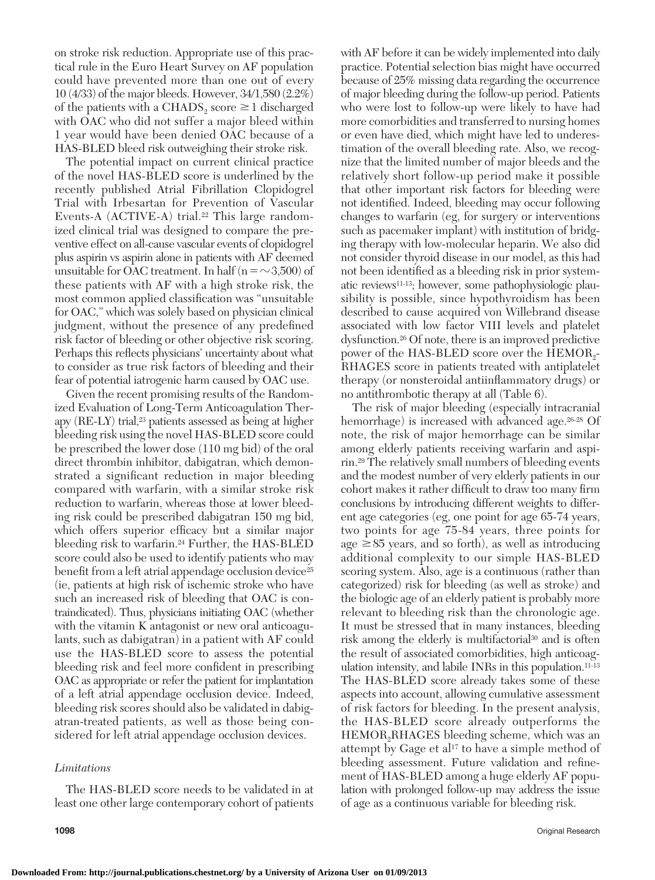on stroke risk reduction. Appropriate use of this practical rule in the Euro Heart Survey on AF population could have prevented more than one out of every 10 (4/33) of the major bleeds. However, 34/1,580 (2.2%) of the patients with a $CHADS_2$ score $\geq 1$ discharged with OAC who did not suffer a major bleed within 1 year would have been denied OAC because of a HAS-BLED bleed risk outweighing their stroke risk.

The potential impact on current clinical practice of the novel HAS-BLED score is underlined by the recently published Atrial Fibrillation Clopidogrel Trial with Irbesartan for Prevention of Vascular Events-A (ACTIVE-A) trial.[22] This large randomized clinical trial was designed to compare the preventive effect on all-cause vascular events of clopidogrel plus aspirin vs aspirin alone in patients with AF deemed unsuitable for OAC treatment. In half ($n = \sim 3{,}500$) of these patients with AF with a high stroke risk, the most common applied classification was "unsuitable for OAC," which was solely based on physician clinical judgment, without the presence of any predefined risk factor of bleeding or other objective risk scoring. Perhaps this reflects physicians' uncertainty about what to consider as true risk factors of bleeding and their fear of potential iatrogenic harm caused by OAC use.

Given the recent promising results of the Randomized Evaluation of Long-Term Anticoagulation Therapy (RE-LY) trial,[23] patients assessed as being at higher bleeding risk using the novel HAS-BLED score could be prescribed the lower dose (110 mg bid) of the oral direct thrombin inhibitor, dabigatran, which demonstrated a significant reduction in major bleeding compared with warfarin, with a similar stroke risk reduction to warfarin, whereas those at lower bleeding risk could be prescribed dabigatran 150 mg bid, which offers superior efficacy but a similar major bleeding risk to warfarin.[24] Further, the HAS-BLED score could also be used to identify patients who may benefit from a left atrial appendage occlusion device[25] (ie, patients at high risk of ischemic stroke who have such an increased risk of bleeding that OAC is contraindicated). Thus, physicians initiating OAC (whether with the vitamin K antagonist or new oral anticoagulants, such as dabigatran) in a patient with AF could use the HAS-BLED score to assess the potential bleeding risk and feel more confident in prescribing OAC as appropriate or refer the patient for implantation of a left atrial appendage occlusion device. Indeed, bleeding risk scores should also be validated in dabigatran-treated patients, as well as those being considered for left atrial appendage occlusion devices.

### *Limitations*

The HAS-BLED score needs to be validated in at least one other large contemporary cohort of patients with AF before it can be widely implemented into daily practice. Potential selection bias might have occurred because of 25% missing data regarding the occurrence of major bleeding during the follow-up period. Patients who were lost to follow-up were likely to have had more comorbidities and transferred to nursing homes or even have died, which might have led to underestimation of the overall bleeding rate. Also, we recognize that the limited number of major bleeds and the relatively short follow-up period make it possible that other important risk factors for bleeding were not identified. Indeed, bleeding may occur following changes to warfarin (eg, for surgery or interventions such as pacemaker implant) with institution of bridging therapy with low-molecular heparin. We also did not consider thyroid disease in our model, as this had not been identified as a bleeding risk in prior systematic reviews[11-13]; however, some pathophysiologic plausibility is possible, since hypothyroidism has been described to cause acquired von Willebrand disease associated with low factor VIII levels and platelet dysfunction.[26] Of note, there is an improved predictive power of the HAS-BLED score over the $HEMOR_2$-RHAGES score in patients treated with antiplatelet therapy (or nonsteroidal antiinflammatory drugs) or no antithrombotic therapy at all (Table 6).

The risk of major bleeding (especially intracranial hemorrhage) is increased with advanced age.[26-28] Of note, the risk of major hemorrhage can be similar among elderly patients receiving warfarin and aspirin.[29] The relatively small numbers of bleeding events and the modest number of very elderly patients in our cohort makes it rather difficult to draw too many firm conclusions by introducing different weights to different age categories (eg, one point for age 65-74 years, two points for age 75-84 years, three points for age $\geq 85$ years, and so forth), as well as introducing additional complexity to our simple HAS-BLED scoring system. Also, age is a continuous (rather than categorized) risk for bleeding (as well as stroke) and the biologic age of an elderly patient is probably more relevant to bleeding risk than the chronologic age. It must be stressed that in many instances, bleeding risk among the elderly is multifactorial[30] and is often the result of associated comorbidities, high anticoagulation intensity, and labile INRs in this population.[11-13] The HAS-BLED score already takes some of these aspects into account, allowing cumulative assessment of risk factors for bleeding. In the present analysis, the HAS-BLED score already outperforms the $HEMOR_2RHAGES$ bleeding scheme, which was an attempt by Gage et al[17] to have a simple method of bleeding assessment. Future validation and refinement of HAS-BLED among a huge elderly AF population with prolonged follow-up may address the issue of age as a continuous variable for bleeding risk.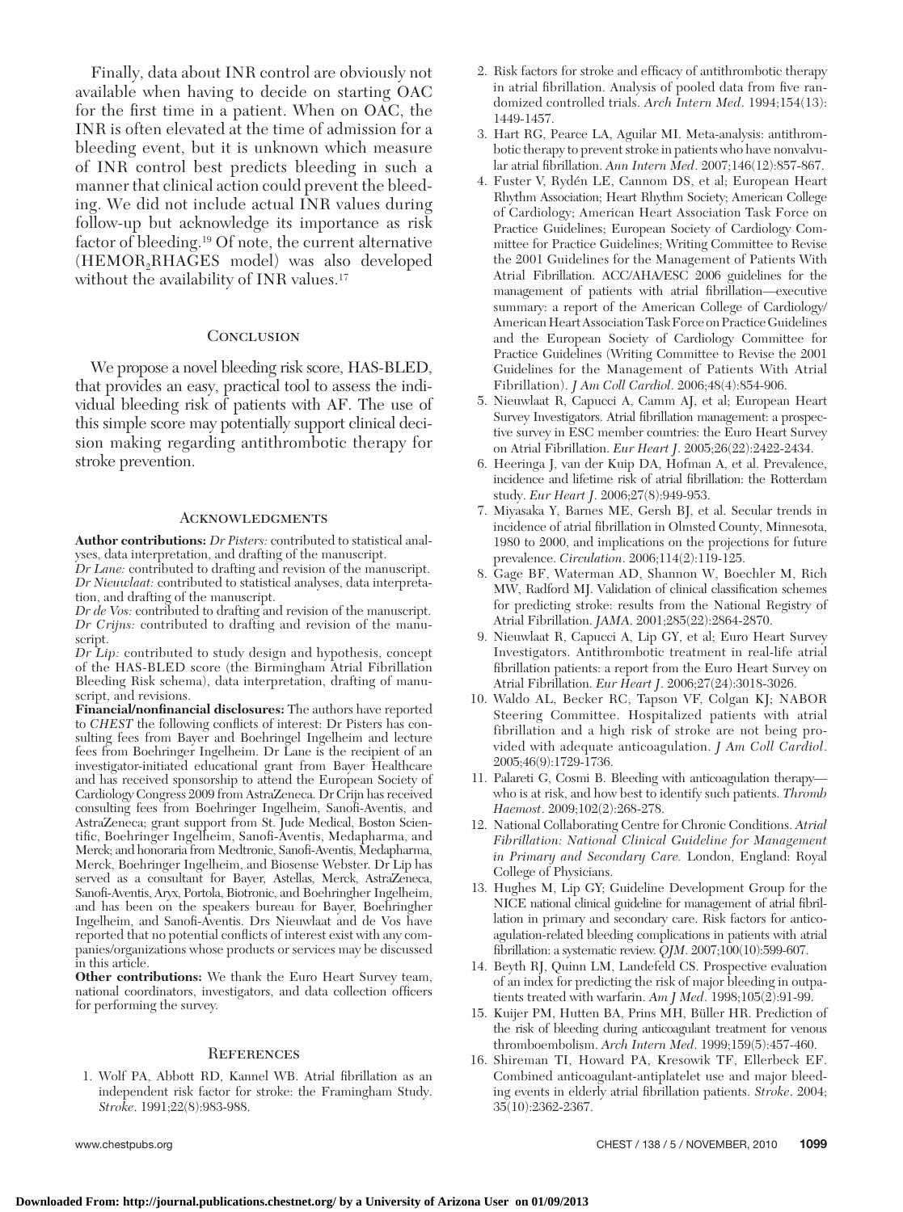Finally, data about INR control are obviously not available when having to decide on starting OAC for the first time in a patient. When on OAC, the INR is often elevated at the time of admission for a bleeding event, but it is unknown which measure of INR control best predicts bleeding in such a manner that clinical action could prevent the bleeding. We did not include actual INR values during follow-up but acknowledge its importance as risk factor of bleeding.[19] Of note, the current alternative ($HEMOR_2RHAGES$ model) was also developed without the availability of INR values.[17]

## Conclusion

We propose a novel bleeding risk score, HAS-BLED, that provides an easy, practical tool to assess the individual bleeding risk of patients with AF. The use of this simple score may potentially support clinical decision making regarding antithrombotic therapy for stroke prevention.

## Acknowledgments

**Author contributions:** *Dr Pisters:* contributed to statistical analyses, data interpretation, and drafting of the manuscript.

*Dr Lane:* contributed to drafting and revision of the manuscript.

*Dr Nieuwlaat:* contributed to statistical analyses, data interpretation, and drafting of the manuscript.

*Dr de Vos:* contributed to drafting and revision of the manuscript.

*Dr Crijns:* contributed to drafting and revision of the manuscript.

*Dr Lip:* contributed to study design and hypothesis, concept of the HAS-BLED score (the Birmingham Atrial Fibrillation Bleeding Risk schema), data interpretation, drafting of manuscript, and revisions.

**Financial/nonfinancial disclosures:** The authors have reported to *CHEST* the following conflicts of interest: Dr Pisters has consulting fees from Bayer and Boehringel Ingelheim and lecture fees from Boehringer Ingelheim. Dr Lane is the recipient of an investigator-initiated educational grant from Bayer Healthcare and has received sponsorship to attend the European Society of Cardiology Congress 2009 from AstraZeneca. Dr Crijn has received consulting fees from Boehringer Ingelheim, Sanofi-Aventis, and AstraZeneca; grant support from St. Jude Medical, Boston Scientific, Boehringer Ingelheim, Sanofi-Aventis, Medapharma, and Merck; and honoraria from Medtronic, Sanofi-Aventis, Medapharma, Merck, Boehringer Ingelheim, and Biosense Webster. Dr Lip has served as a consultant for Bayer, Astellas, Merck, AstraZeneca, Sanofi-Aventis, Aryx, Portola, Biotronic, and Boehringher Ingelheim, and has been on the speakers bureau for Bayer, Boehringher Ingelheim, and Sanofi-Aventis. Drs Nieuwlaat and de Vos have reported that no potential conflicts of interest exist with any companies/organizations whose products or services may be discussed in this article.

**Other contributions:** We thank the Euro Heart Survey team, national coordinators, investigators, and data collection officers for performing the survey.

## References

1. Wolf PA, Abbott RD, Kannel WB. Atrial fibrillation as an independent risk factor for stroke: the Framingham Study. *Stroke*. 1991;22(8):983-988.
2. Risk factors for stroke and efficacy of antithrombotic therapy in atrial fibrillation. Analysis of pooled data from five randomized controlled trials. *Arch Intern Med*. 1994;154(13):1449-1457.
3. Hart RG, Pearce LA, Aguilar MI. Meta-analysis: antithrombotic therapy to prevent stroke in patients who have nonvalvular atrial fibrillation. *Ann Intern Med*. 2007;146(12):857-867.
4. Fuster V, Rydén LE, Cannom DS, et al; European Heart Rhythm Association; Heart Rhythm Society; American College of Cardiology; American Heart Association Task Force on Practice Guidelines; European Society of Cardiology Committee for Practice Guidelines; Writing Committee to Revise the 2001 Guidelines for the Management of Patients With Atrial Fibrillation. ACC/AHA/ESC 2006 guidelines for the management of patients with atrial fibrillation—executive summary: a report of the American College of Cardiology/American Heart Association Task Force on Practice Guidelines and the European Society of Cardiology Committee for Practice Guidelines (Writing Committee to Revise the 2001 Guidelines for the Management of Patients With Atrial Fibrillation). *J Am Coll Cardiol*. 2006;48(4):854-906.
5. Nieuwlaat R, Capucci A, Camm AJ, et al; European Heart Survey Investigators. Atrial fibrillation management: a prospective survey in ESC member countries: the Euro Heart Survey on Atrial Fibrillation. *Eur Heart J*. 2005;26(22):2422-2434.
6. Heeringa J, van der Kuip DA, Hofman A, et al. Prevalence, incidence and lifetime risk of atrial fibrillation: the Rotterdam study. *Eur Heart J*. 2006;27(8):949-953.
7. Miyasaka Y, Barnes ME, Gersh BJ, et al. Secular trends in incidence of atrial fibrillation in Olmsted County, Minnesota, 1980 to 2000, and implications on the projections for future prevalence. *Circulation*. 2006;114(2):119-125.
8. Gage BF, Waterman AD, Shannon W, Boechler M, Rich MW, Radford MJ. Validation of clinical classification schemes for predicting stroke: results from the National Registry of Atrial Fibrillation. *JAMA*. 2001;285(22):2864-2870.
9. Nieuwlaat R, Capucci A, Lip GY, et al; Euro Heart Survey Investigators. Antithrombotic treatment in real-life atrial fibrillation patients: a report from the Euro Heart Survey on Atrial Fibrillation. *Eur Heart J*. 2006;27(24):3018-3026.
10. Waldo AL, Becker RC, Tapson VF, Colgan KJ; NABOR Steering Committee. Hospitalized patients with atrial fibrillation and a high risk of stroke are not being provided with adequate anticoagulation. *J Am Coll Cardiol*. 2005;46(9):1729-1736.
11. Palareti G, Cosmi B. Bleeding with anticoagulation therapy—who is at risk, and how best to identify such patients. *Thromb Haemost*. 2009;102(2):268-278.
12. National Collaborating Centre for Chronic Conditions. *Atrial Fibrillation: National Clinical Guideline for Management in Primary and Secondary Care.* London, England: Royal College of Physicians.
13. Hughes M, Lip GY; Guideline Development Group for the NICE national clinical guideline for management of atrial fibrillation in primary and secondary care. Risk factors for anticoagulation-related bleeding complications in patients with atrial fibrillation: a systematic review. *QJM*. 2007;100(10):599-607.
14. Beyth RJ, Quinn LM, Landefeld CS. Prospective evaluation of an index for predicting the risk of major bleeding in outpatients treated with warfarin. *Am J Med*. 1998;105(2):91-99.
15. Kuijer PM, Hutten BA, Prins MH, Büller HR. Prediction of the risk of bleeding during anticoagulant treatment for venous thromboembolism. *Arch Intern Med*. 1999;159(5):457-460.
16. Shireman TI, Howard PA, Kresowik TF, Ellerbeck EF. Combined anticoagulant-antiplatelet use and major bleeding events in elderly atrial fibrillation patients. *Stroke*. 2004;35(10):2362-2367.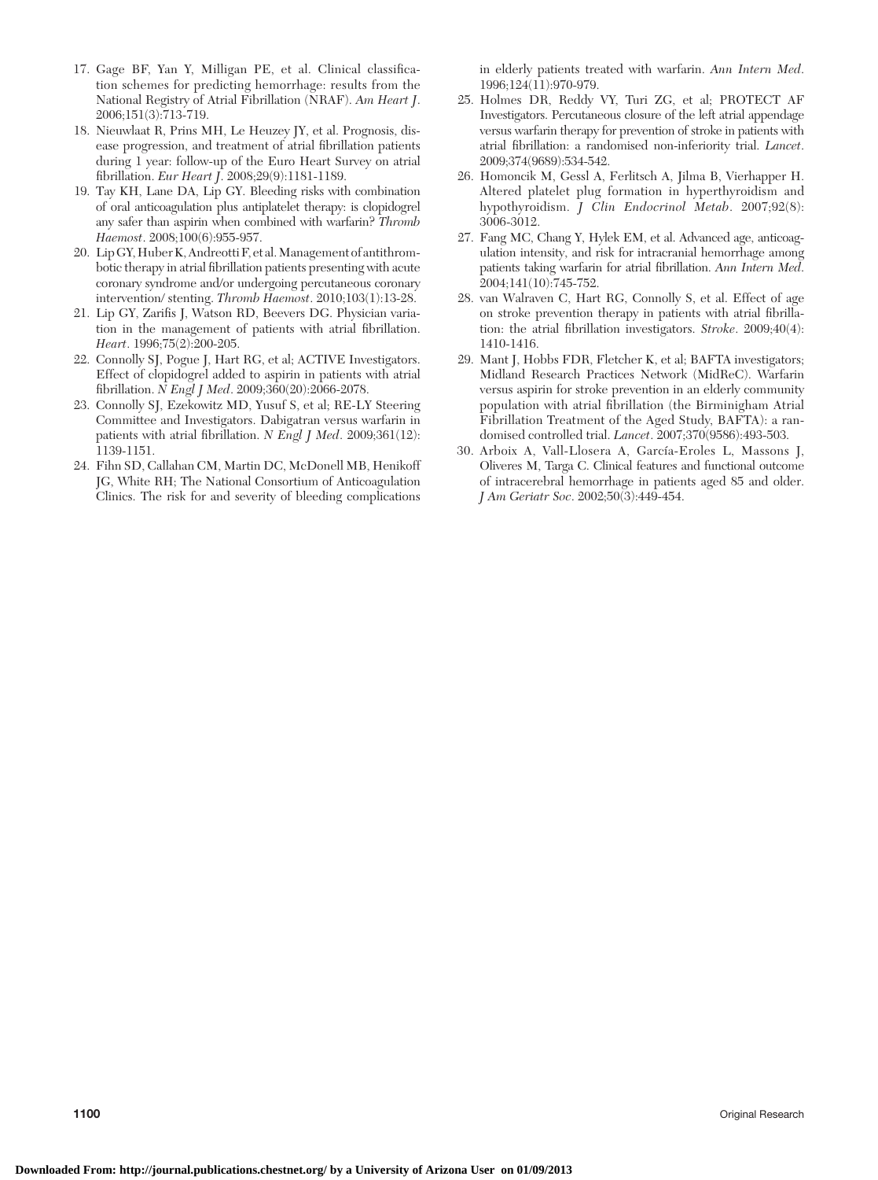17. Gage BF, Yan Y, Milligan PE, et al. Clinical classification schemes for predicting hemorrhage: results from the National Registry of Atrial Fibrillation (NRAF). *Am Heart J*. 2006;151(3):713-719.
18. Nieuwlaat R, Prins MH, Le Heuzey JY, et al. Prognosis, disease progression, and treatment of atrial fibrillation patients during 1 year: follow-up of the Euro Heart Survey on atrial fibrillation. *Eur Heart J*. 2008;29(9):1181-1189.
19. Tay KH, Lane DA, Lip GY. Bleeding risks with combination of oral anticoagulation plus antiplatelet therapy: is clopidogrel any safer than aspirin when combined with warfarin? *Thromb Haemost*. 2008;100(6):955-957.
20. Lip GY, Huber K, Andreotti F, et al. Management of antithrombotic therapy in atrial fibrillation patients presenting with acute coronary syndrome and/or undergoing percutaneous coronary intervention/ stenting. *Thromb Haemost*. 2010;103(1):13-28.
21. Lip GY, Zarifis J, Watson RD, Beevers DG. Physician variation in the management of patients with atrial fibrillation. *Heart*. 1996;75(2):200-205.
22. Connolly SJ, Pogue J, Hart RG, et al; ACTIVE Investigators. Effect of clopidogrel added to aspirin in patients with atrial fibrillation. *N Engl J Med*. 2009;360(20):2066-2078.
23. Connolly SJ, Ezekowitz MD, Yusuf S, et al; RE-LY Steering Committee and Investigators. Dabigatran versus warfarin in patients with atrial fibrillation. *N Engl J Med*. 2009;361(12): 1139-1151.
24. Fihn SD, Callahan CM, Martin DC, McDonell MB, Henikoff JG, White RH; The National Consortium of Anticoagulation Clinics. The risk for and severity of bleeding complications in elderly patients treated with warfarin. *Ann Intern Med*. 1996;124(11):970-979.
25. Holmes DR, Reddy VY, Turi ZG, et al; PROTECT AF Investigators. Percutaneous closure of the left atrial appendage versus warfarin therapy for prevention of stroke in patients with atrial fibrillation: a randomised non-inferiority trial. *Lancet*. 2009;374(9689):534-542.
26. Homoncik M, Gessl A, Ferlitsch A, Jilma B, Vierhapper H. Altered platelet plug formation in hyperthyroidism and hypothyroidism. *J Clin Endocrinol Metab*. 2007;92(8): 3006-3012.
27. Fang MC, Chang Y, Hylek EM, et al. Advanced age, anticoagulation intensity, and risk for intracranial hemorrhage among patients taking warfarin for atrial fibrillation. *Ann Intern Med*. 2004;141(10):745-752.
28. van Walraven C, Hart RG, Connolly S, et al. Effect of age on stroke prevention therapy in patients with atrial fibrillation: the atrial fibrillation investigators. *Stroke*. 2009;40(4): 1410-1416.
29. Mant J, Hobbs FDR, Fletcher K, et al; BAFTA investigators; Midland Research Practices Network (MidReC). Warfarin versus aspirin for stroke prevention in an elderly community population with atrial fibrillation (the Birminigham Atrial Fibrillation Treatment of the Aged Study, BAFTA): a randomised controlled trial. *Lancet*. 2007;370(9586):493-503.
30. Arboix A, Vall-Llosera A, García-Eroles L, Massons J, Oliveres M, Targa C. Clinical features and functional outcome of intracerebral hemorrhage in patients aged 85 and older. *J Am Geriatr Soc*. 2002;50(3):449-454.